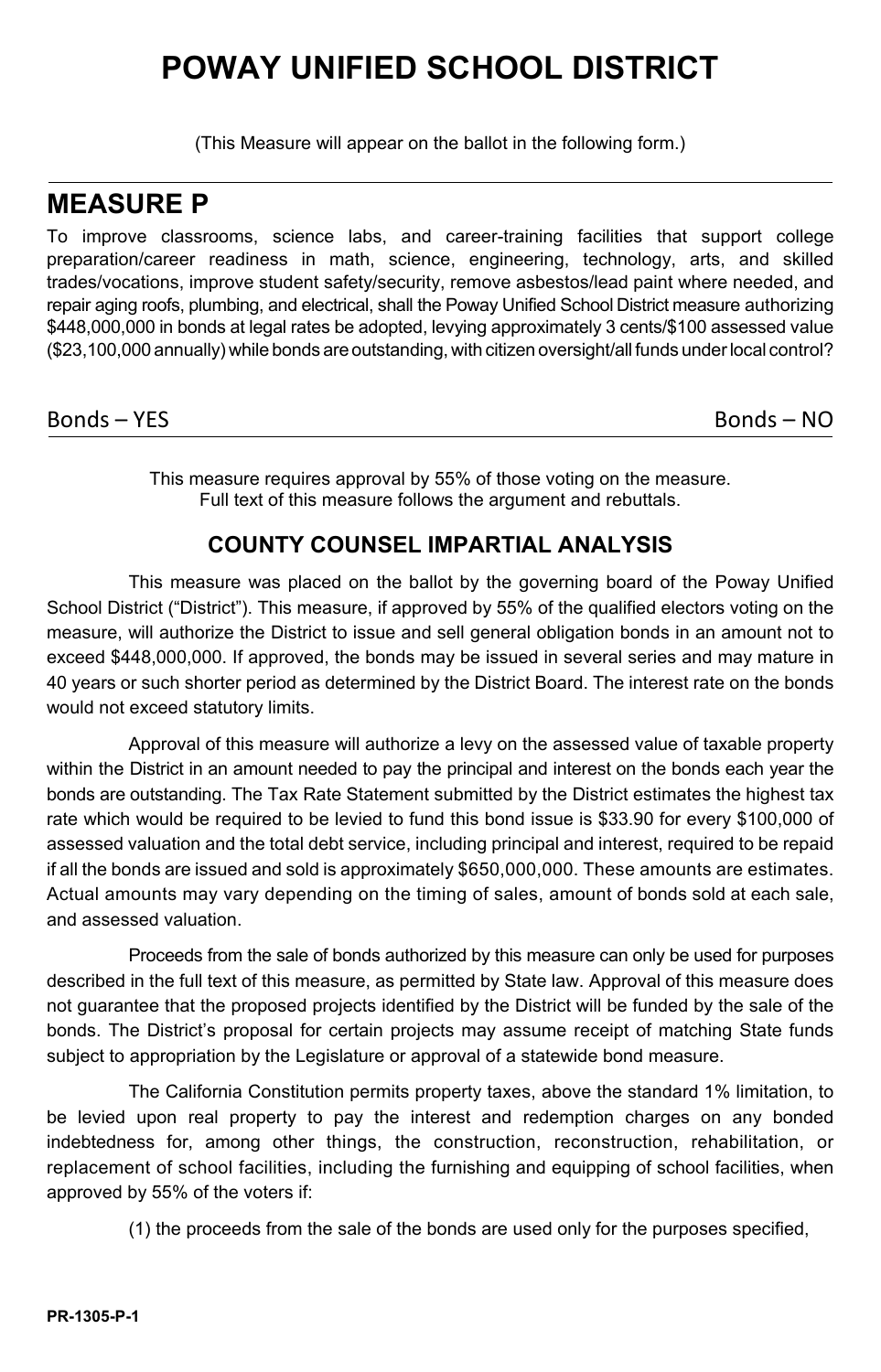# POWAY UNIFIED SCHOOL DISTRICT

(This Measure will appear on the ballot in the following form.)

## MEASURE P

To improve classrooms, science labs, and career-training facilities that support college preparation/career readiness in math, science, engineering, technology, arts, and skilled trades/vocations, improve student safety/security, remove asbestos/lead paint where needed, and repair aging roofs, plumbing, and electrical, shall the Poway Unified School District measure authorizing $448,000,000 in bonds at legal rates be adopted, levying approximately 3 cents/$100 assessed value ($23,100,000 annually) while bonds are outstanding, with citizen oversight/all funds under local control?

Bonds – YES | Bonds – NO

This measure requires approval by 55% of those voting on the measure.
Full text of this measure follows the argument and rebuttals.

### COUNTY COUNSEL IMPARTIAL ANALYSIS

This measure was placed on the ballot by the governing board of the Poway Unified School District ("District"). This measure, if approved by 55% of the qualified electors voting on the measure, will authorize the District to issue and sell general obligation bonds in an amount not to exceed $448,000,000. If approved, the bonds may be issued in several series and may mature in 40 years or such shorter period as determined by the District Board. The interest rate on the bonds would not exceed statutory limits.

Approval of this measure will authorize a levy on the assessed value of taxable property within the District in an amount needed to pay the principal and interest on the bonds each year the bonds are outstanding. The Tax Rate Statement submitted by the District estimates the highest tax rate which would be required to be levied to fund this bond issue is $33.90 for every $100,000 of assessed valuation and the total debt service, including principal and interest, required to be repaid if all the bonds are issued and sold is approximately $650,000,000. These amounts are estimates. Actual amounts may vary depending on the timing of sales, amount of bonds sold at each sale, and assessed valuation.

Proceeds from the sale of bonds authorized by this measure can only be used for purposes described in the full text of this measure, as permitted by State law. Approval of this measure does not guarantee that the proposed projects identified by the District will be funded by the sale of the bonds. The District's proposal for certain projects may assume receipt of matching State funds subject to appropriation by the Legislature or approval of a statewide bond measure.

The California Constitution permits property taxes, above the standard 1% limitation, to be levied upon real property to pay the interest and redemption charges on any bonded indebtedness for, among other things, the construction, reconstruction, rehabilitation, or replacement of school facilities, including the furnishing and equipping of school facilities, when approved by 55% of the voters if:

(1) the proceeds from the sale of the bonds are used only for the purposes specified,

PR-1305-P-1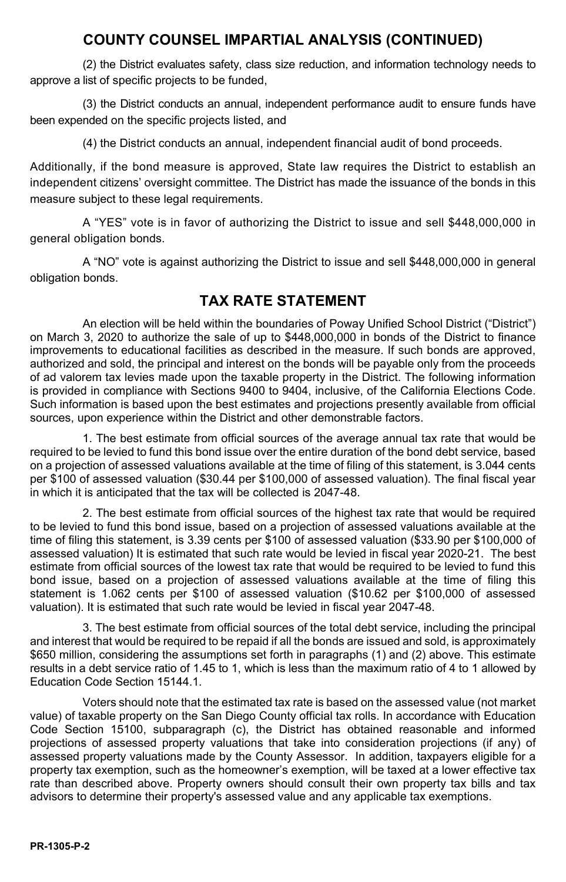## COUNTY COUNSEL IMPARTIAL ANALYSIS (CONTINUED)

(2) the District evaluates safety, class size reduction, and information technology needs to approve a list of specific projects to be funded,

(3) the District conducts an annual, independent performance audit to ensure funds have been expended on the specific projects listed, and

(4) the District conducts an annual, independent financial audit of bond proceeds.

Additionally, if the bond measure is approved, State law requires the District to establish an independent citizens' oversight committee. The District has made the issuance of the bonds in this measure subject to these legal requirements.

A "YES" vote is in favor of authorizing the District to issue and sell $448,000,000 in general obligation bonds.

A "NO" vote is against authorizing the District to issue and sell $448,000,000 in general obligation bonds.

## TAX RATE STATEMENT

An election will be held within the boundaries of Poway Unified School District ("District") on March 3, 2020 to authorize the sale of up to $448,000,000 in bonds of the District to finance improvements to educational facilities as described in the measure. If such bonds are approved, authorized and sold, the principal and interest on the bonds will be payable only from the proceeds of ad valorem tax levies made upon the taxable property in the District. The following information is provided in compliance with Sections 9400 to 9404, inclusive, of the California Elections Code. Such information is based upon the best estimates and projections presently available from official sources, upon experience within the District and other demonstrable factors.

1. The best estimate from official sources of the average annual tax rate that would be required to be levied to fund this bond issue over the entire duration of the bond debt service, based on a projection of assessed valuations available at the time of filing of this statement, is 3.044 cents per $100 of assessed valuation ($30.44 per $100,000 of assessed valuation). The final fiscal year in which it is anticipated that the tax will be collected is 2047-48.

2. The best estimate from official sources of the highest tax rate that would be required to be levied to fund this bond issue, based on a projection of assessed valuations available at the time of filing this statement, is 3.39 cents per $100 of assessed valuation ($33.90 per $100,000 of assessed valuation) It is estimated that such rate would be levied in fiscal year 2020-21. The best estimate from official sources of the lowest tax rate that would be required to be levied to fund this bond issue, based on a projection of assessed valuations available at the time of filing this statement is 1.062 cents per $100 of assessed valuation ($10.62 per $100,000 of assessed valuation). It is estimated that such rate would be levied in fiscal year 2047-48.

3. The best estimate from official sources of the total debt service, including the principal and interest that would be required to be repaid if all the bonds are issued and sold, is approximately $650 million, considering the assumptions set forth in paragraphs (1) and (2) above. This estimate results in a debt service ratio of 1.45 to 1, which is less than the maximum ratio of 4 to 1 allowed by Education Code Section 15144.1.

Voters should note that the estimated tax rate is based on the assessed value (not market value) of taxable property on the San Diego County official tax rolls. In accordance with Education Code Section 15100, subparagraph (c), the District has obtained reasonable and informed projections of assessed property valuations that take into consideration projections (if any) of assessed property valuations made by the County Assessor. In addition, taxpayers eligible for a property tax exemption, such as the homeowner's exemption, will be taxed at a lower effective tax rate than described above. Property owners should consult their own property tax bills and tax advisors to determine their property's assessed value and any applicable tax exemptions.

PR-1305-P-2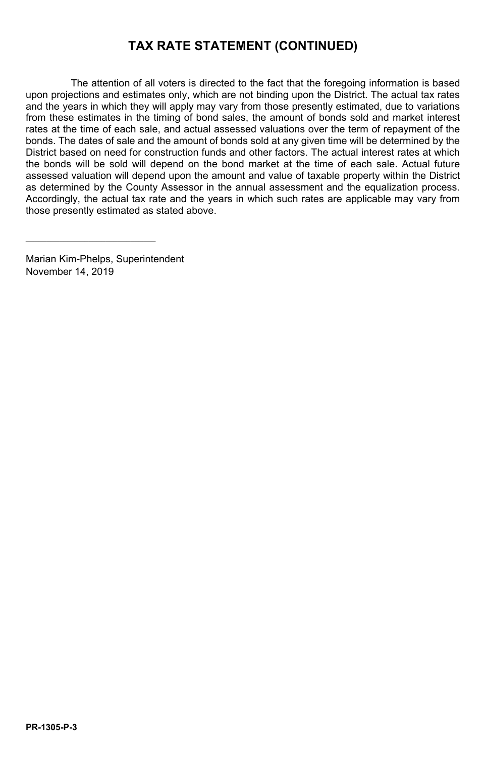## TAX RATE STATEMENT (CONTINUED)

The attention of all voters is directed to the fact that the foregoing information is based upon projections and estimates only, which are not binding upon the District. The actual tax rates and the years in which they will apply may vary from those presently estimated, due to variations from these estimates in the timing of bond sales, the amount of bonds sold and market interest rates at the time of each sale, and actual assessed valuations over the term of repayment of the bonds. The dates of sale and the amount of bonds sold at any given time will be determined by the District based on need for construction funds and other factors. The actual interest rates at which the bonds will be sold will depend on the bond market at the time of each sale. Actual future assessed valuation will depend upon the amount and value of taxable property within the District as determined by the County Assessor in the annual assessment and the equalization process. Accordingly, the actual tax rate and the years in which such rates are applicable may vary from those presently estimated as stated above.

\_\_\_\_\_\_\_\_\_\_\_\_\_\_\_\_\_\_\_\_\_\_\_\_

Marian Kim-Phelps, Superintendent
November 14, 2019

PR-1305-P-3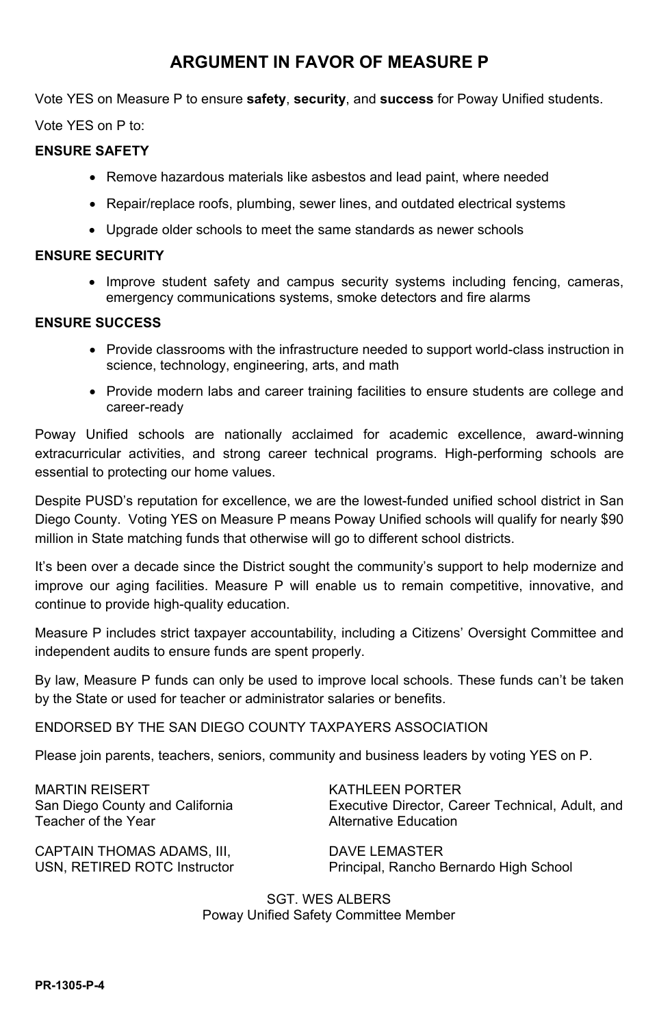# ARGUMENT IN FAVOR OF MEASURE P

Vote YES on Measure P to ensure **safety**, **security**, and **success** for Poway Unified students.

Vote YES on P to:

**ENSURE SAFETY**

- Remove hazardous materials like asbestos and lead paint, where needed
- Repair/replace roofs, plumbing, sewer lines, and outdated electrical systems
- Upgrade older schools to meet the same standards as newer schools

**ENSURE SECURITY**

- Improve student safety and campus security systems including fencing, cameras, emergency communications systems, smoke detectors and fire alarms

**ENSURE SUCCESS**

- Provide classrooms with the infrastructure needed to support world-class instruction in science, technology, engineering, arts, and math
- Provide modern labs and career training facilities to ensure students are college and career-ready

Poway Unified schools are nationally acclaimed for academic excellence, award-winning extracurricular activities, and strong career technical programs. High-performing schools are essential to protecting our home values.

Despite PUSD's reputation for excellence, we are the lowest-funded unified school district in San Diego County. Voting YES on Measure P means Poway Unified schools will qualify for nearly $90 million in State matching funds that otherwise will go to different school districts.

It's been over a decade since the District sought the community's support to help modernize and improve our aging facilities. Measure P will enable us to remain competitive, innovative, and continue to provide high-quality education.

Measure P includes strict taxpayer accountability, including a Citizens' Oversight Committee and independent audits to ensure funds are spent properly.

By law, Measure P funds can only be used to improve local schools. These funds can't be taken by the State or used for teacher or administrator salaries or benefits.

ENDORSED BY THE SAN DIEGO COUNTY TAXPAYERS ASSOCIATION

Please join parents, teachers, seniors, community and business leaders by voting YES on P.

MARTIN REISERT
San Diego County and California Teacher of the Year

KATHLEEN PORTER
Executive Director, Career Technical, Adult, and Alternative Education

CAPTAIN THOMAS ADAMS, III,
USN, RETIRED ROTC Instructor

DAVE LEMASTER
Principal, Rancho Bernardo High School

SGT. WES ALBERS
Poway Unified Safety Committee Member

PR-1305-P-4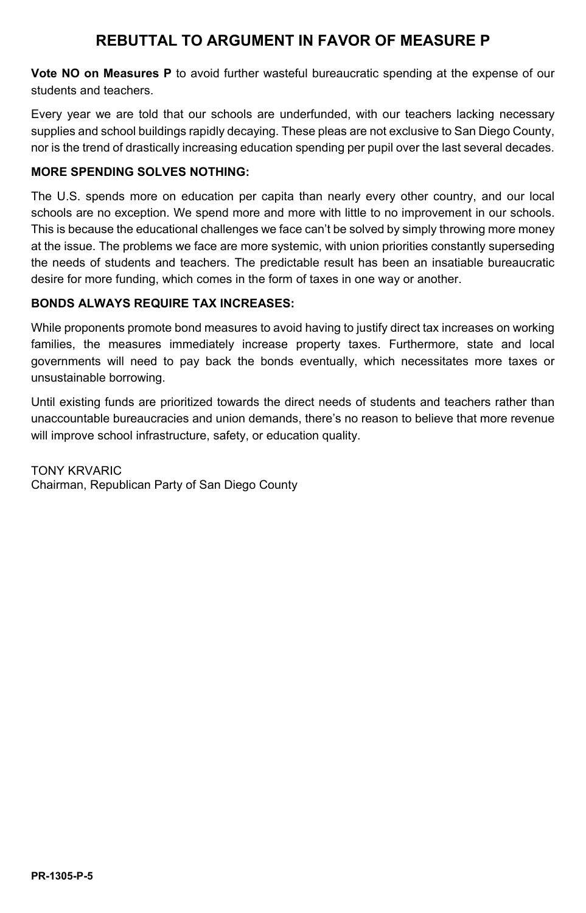# REBUTTAL TO ARGUMENT IN FAVOR OF MEASURE P

**Vote NO on Measures P** to avoid further wasteful bureaucratic spending at the expense of our students and teachers.

Every year we are told that our schools are underfunded, with our teachers lacking necessary supplies and school buildings rapidly decaying. These pleas are not exclusive to San Diego County, nor is the trend of drastically increasing education spending per pupil over the last several decades.

**MORE SPENDING SOLVES NOTHING:**

The U.S. spends more on education per capita than nearly every other country, and our local schools are no exception. We spend more and more with little to no improvement in our schools. This is because the educational challenges we face can't be solved by simply throwing more money at the issue. The problems we face are more systemic, with union priorities constantly superseding the needs of students and teachers. The predictable result has been an insatiable bureaucratic desire for more funding, which comes in the form of taxes in one way or another.

**BONDS ALWAYS REQUIRE TAX INCREASES:**

While proponents promote bond measures to avoid having to justify direct tax increases on working families, the measures immediately increase property taxes. Furthermore, state and local governments will need to pay back the bonds eventually, which necessitates more taxes or unsustainable borrowing.

Until existing funds are prioritized towards the direct needs of students and teachers rather than unaccountable bureaucracies and union demands, there's no reason to believe that more revenue will improve school infrastructure, safety, or education quality.

TONY KRVARIC
Chairman, Republican Party of San Diego County

PR-1305-P-5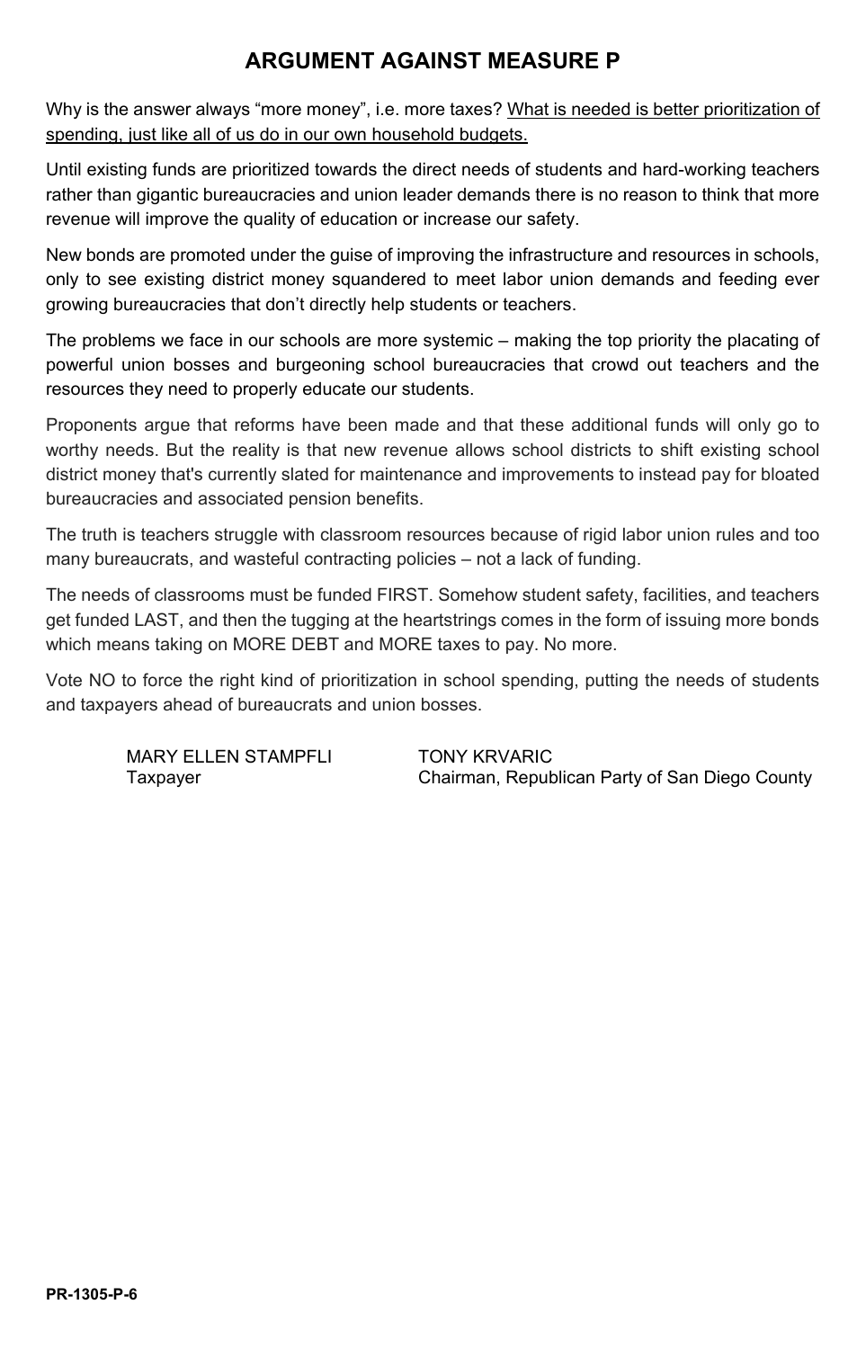## ARGUMENT AGAINST MEASURE P

Why is the answer always "more money", i.e. more taxes? <u>What is needed is better prioritization of spending, just like all of us do in our own household budgets.</u>

Until existing funds are prioritized towards the direct needs of students and hard-working teachers rather than gigantic bureaucracies and union leader demands there is no reason to think that more revenue will improve the quality of education or increase our safety.

New bonds are promoted under the guise of improving the infrastructure and resources in schools, only to see existing district money squandered to meet labor union demands and feeding ever growing bureaucracies that don't directly help students or teachers.

The problems we face in our schools are more systemic – making the top priority the placating of powerful union bosses and burgeoning school bureaucracies that crowd out teachers and the resources they need to properly educate our students.

Proponents argue that reforms have been made and that these additional funds will only go to worthy needs. But the reality is that new revenue allows school districts to shift existing school district money that's currently slated for maintenance and improvements to instead pay for bloated bureaucracies and associated pension benefits.

The truth is teachers struggle with classroom resources because of rigid labor union rules and too many bureaucrats, and wasteful contracting policies – not a lack of funding.

The needs of classrooms must be funded FIRST. Somehow student safety, facilities, and teachers get funded LAST, and then the tugging at the heartstrings comes in the form of issuing more bonds which means taking on MORE DEBT and MORE taxes to pay. No more.

Vote NO to force the right kind of prioritization in school spending, putting the needs of students and taxpayers ahead of bureaucrats and union bosses.

MARY ELLEN STAMPFLI
Taxpayer

TONY KRVARIC
Chairman, Republican Party of San Diego County

**PR-1305-P-6**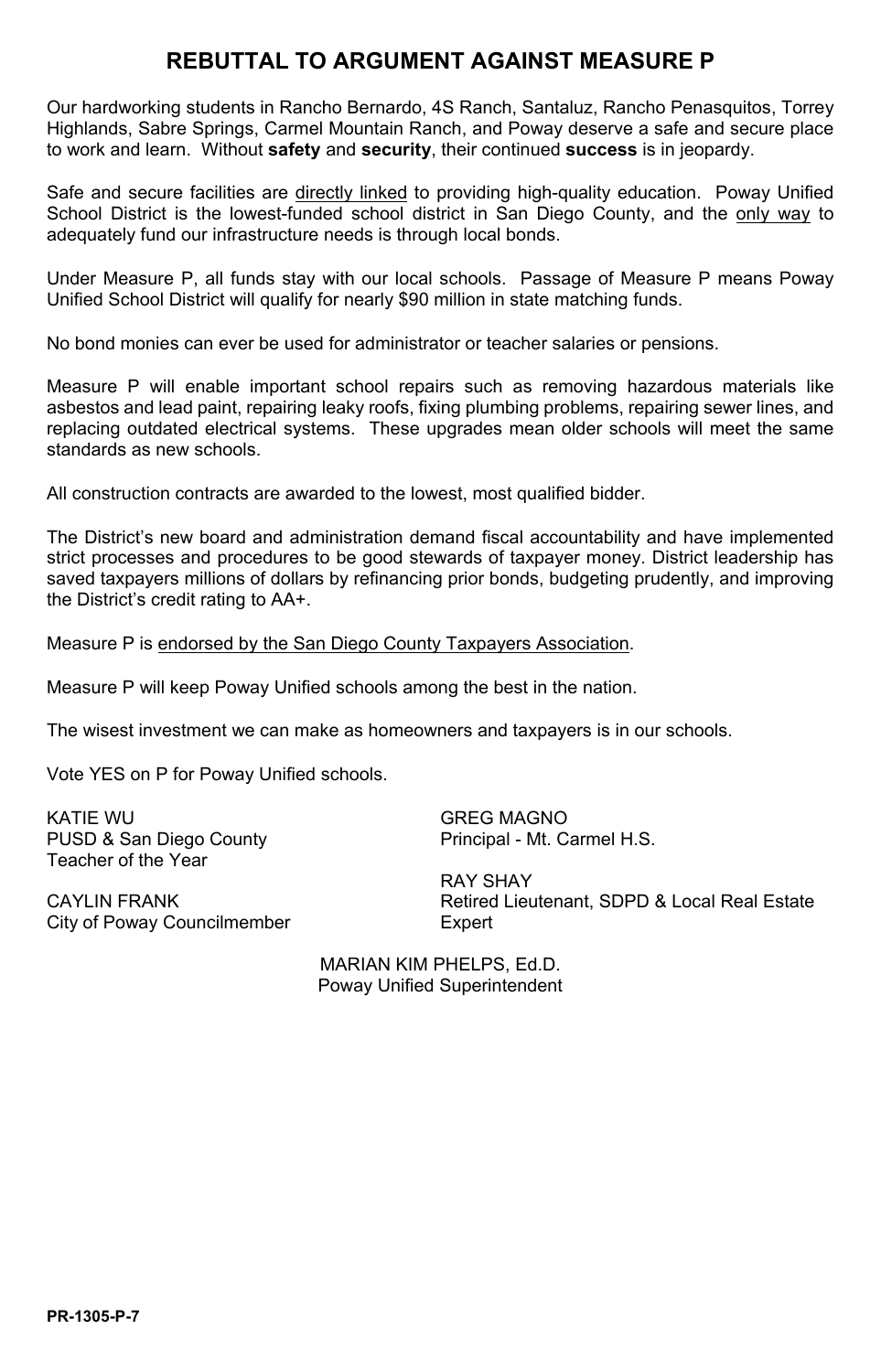# REBUTTAL TO ARGUMENT AGAINST MEASURE P

Our hardworking students in Rancho Bernardo, 4S Ranch, Santaluz, Rancho Penasquitos, Torrey Highlands, Sabre Springs, Carmel Mountain Ranch, and Poway deserve a safe and secure place to work and learn. Without **safety** and **security**, their continued **success** is in jeopardy.

Safe and secure facilities are <u>directly linked</u> to providing high-quality education. Poway Unified School District is the lowest-funded school district in San Diego County, and the <u>only way</u> to adequately fund our infrastructure needs is through local bonds.

Under Measure P, all funds stay with our local schools. Passage of Measure P means Poway Unified School District will qualify for nearly $90 million in state matching funds.

No bond monies can ever be used for administrator or teacher salaries or pensions.

Measure P will enable important school repairs such as removing hazardous materials like asbestos and lead paint, repairing leaky roofs, fixing plumbing problems, repairing sewer lines, and replacing outdated electrical systems. These upgrades mean older schools will meet the same standards as new schools.

All construction contracts are awarded to the lowest, most qualified bidder.

The District's new board and administration demand fiscal accountability and have implemented strict processes and procedures to be good stewards of taxpayer money. District leadership has saved taxpayers millions of dollars by refinancing prior bonds, budgeting prudently, and improving the District's credit rating to AA+.

Measure P is <u>endorsed by the San Diego County Taxpayers Association</u>.

Measure P will keep Poway Unified schools among the best in the nation.

The wisest investment we can make as homeowners and taxpayers is in our schools.

Vote YES on P for Poway Unified schools.

KATIE WU
PUSD & San Diego County Teacher of the Year

GREG MAGNO
Principal - Mt. Carmel H.S.

CAYLIN FRANK
City of Poway Councilmember

RAY SHAY
Retired Lieutenant, SDPD & Local Real Estate Expert

MARIAN KIM PHELPS, Ed.D.
Poway Unified Superintendent

PR-1305-P-7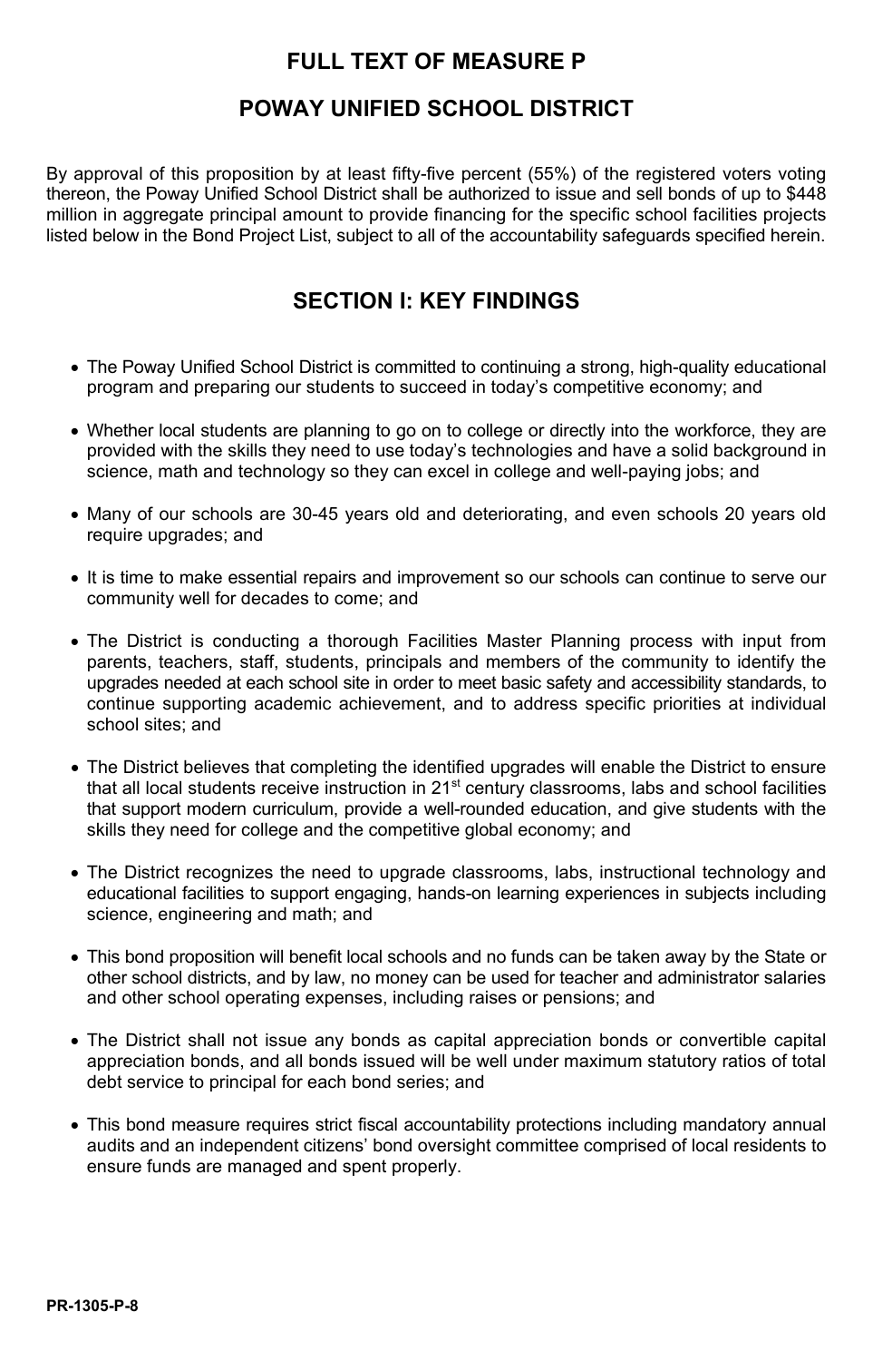# FULL TEXT OF MEASURE P

# POWAY UNIFIED SCHOOL DISTRICT

By approval of this proposition by at least fifty-five percent (55%) of the registered voters voting thereon, the Poway Unified School District shall be authorized to issue and sell bonds of up to $448 million in aggregate principal amount to provide financing for the specific school facilities projects listed below in the Bond Project List, subject to all of the accountability safeguards specified herein.

## SECTION I: KEY FINDINGS

- The Poway Unified School District is committed to continuing a strong, high-quality educational program and preparing our students to succeed in today's competitive economy; and
- Whether local students are planning to go on to college or directly into the workforce, they are provided with the skills they need to use today's technologies and have a solid background in science, math and technology so they can excel in college and well-paying jobs; and
- Many of our schools are 30-45 years old and deteriorating, and even schools 20 years old require upgrades; and
- It is time to make essential repairs and improvement so our schools can continue to serve our community well for decades to come; and
- The District is conducting a thorough Facilities Master Planning process with input from parents, teachers, staff, students, principals and members of the community to identify the upgrades needed at each school site in order to meet basic safety and accessibility standards, to continue supporting academic achievement, and to address specific priorities at individual school sites; and
- The District believes that completing the identified upgrades will enable the District to ensure that all local students receive instruction in 21st century classrooms, labs and school facilities that support modern curriculum, provide a well-rounded education, and give students with the skills they need for college and the competitive global economy; and
- The District recognizes the need to upgrade classrooms, labs, instructional technology and educational facilities to support engaging, hands-on learning experiences in subjects including science, engineering and math; and
- This bond proposition will benefit local schools and no funds can be taken away by the State or other school districts, and by law, no money can be used for teacher and administrator salaries and other school operating expenses, including raises or pensions; and
- The District shall not issue any bonds as capital appreciation bonds or convertible capital appreciation bonds, and all bonds issued will be well under maximum statutory ratios of total debt service to principal for each bond series; and
- This bond measure requires strict fiscal accountability protections including mandatory annual audits and an independent citizens' bond oversight committee comprised of local residents to ensure funds are managed and spent properly.

PR-1305-P-8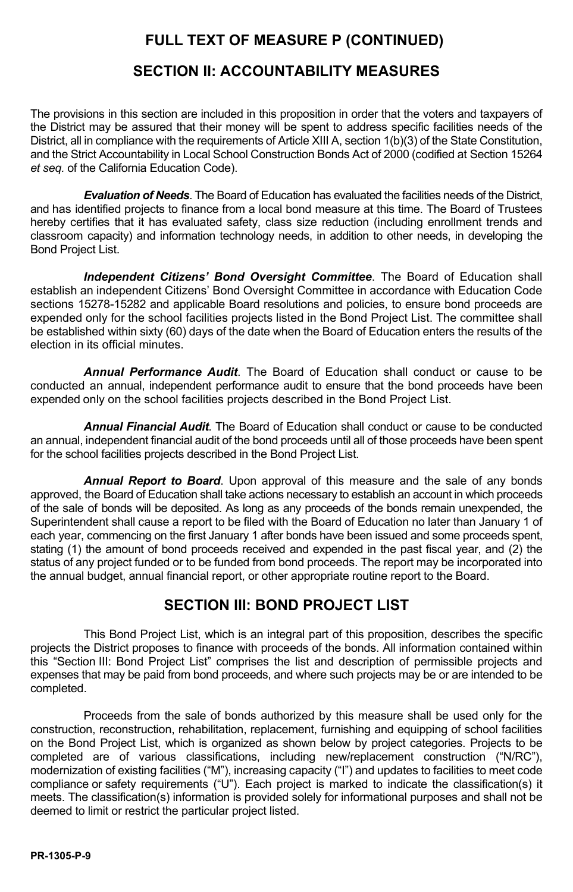# FULL TEXT OF MEASURE P (CONTINUED)

## SECTION II: ACCOUNTABILITY MEASURES

The provisions in this section are included in this proposition in order that the voters and taxpayers of the District may be assured that their money will be spent to address specific facilities needs of the District, all in compliance with the requirements of Article XIII A, section 1(b)(3) of the State Constitution, and the Strict Accountability in Local School Construction Bonds Act of 2000 (codified at Section 15264 *et seq.* of the California Education Code).

***Evaluation of Needs***. The Board of Education has evaluated the facilities needs of the District, and has identified projects to finance from a local bond measure at this time. The Board of Trustees hereby certifies that it has evaluated safety, class size reduction (including enrollment trends and classroom capacity) and information technology needs, in addition to other needs, in developing the Bond Project List.

***Independent Citizens' Bond Oversight Committee***. The Board of Education shall establish an independent Citizens' Bond Oversight Committee in accordance with Education Code sections 15278-15282 and applicable Board resolutions and policies, to ensure bond proceeds are expended only for the school facilities projects listed in the Bond Project List. The committee shall be established within sixty (60) days of the date when the Board of Education enters the results of the election in its official minutes.

***Annual Performance Audit***. The Board of Education shall conduct or cause to be conducted an annual, independent performance audit to ensure that the bond proceeds have been expended only on the school facilities projects described in the Bond Project List.

***Annual Financial Audit***. The Board of Education shall conduct or cause to be conducted an annual, independent financial audit of the bond proceeds until all of those proceeds have been spent for the school facilities projects described in the Bond Project List.

***Annual Report to Board***. Upon approval of this measure and the sale of any bonds approved, the Board of Education shall take actions necessary to establish an account in which proceeds of the sale of bonds will be deposited. As long as any proceeds of the bonds remain unexpended, the Superintendent shall cause a report to be filed with the Board of Education no later than January 1 of each year, commencing on the first January 1 after bonds have been issued and some proceeds spent, stating (1) the amount of bond proceeds received and expended in the past fiscal year, and (2) the status of any project funded or to be funded from bond proceeds. The report may be incorporated into the annual budget, annual financial report, or other appropriate routine report to the Board.

## SECTION III: BOND PROJECT LIST

This Bond Project List, which is an integral part of this proposition, describes the specific projects the District proposes to finance with proceeds of the bonds. All information contained within this "Section III: Bond Project List" comprises the list and description of permissible projects and expenses that may be paid from bond proceeds, and where such projects may be or are intended to be completed.

Proceeds from the sale of bonds authorized by this measure shall be used only for the construction, reconstruction, rehabilitation, replacement, furnishing and equipping of school facilities on the Bond Project List, which is organized as shown below by project categories. Projects to be completed are of various classifications, including new/replacement construction ("N/RC"), modernization of existing facilities ("M"), increasing capacity ("I") and updates to facilities to meet code compliance or safety requirements ("U"). Each project is marked to indicate the classification(s) it meets. The classification(s) information is provided solely for informational purposes and shall not be deemed to limit or restrict the particular project listed.

PR-1305-P-9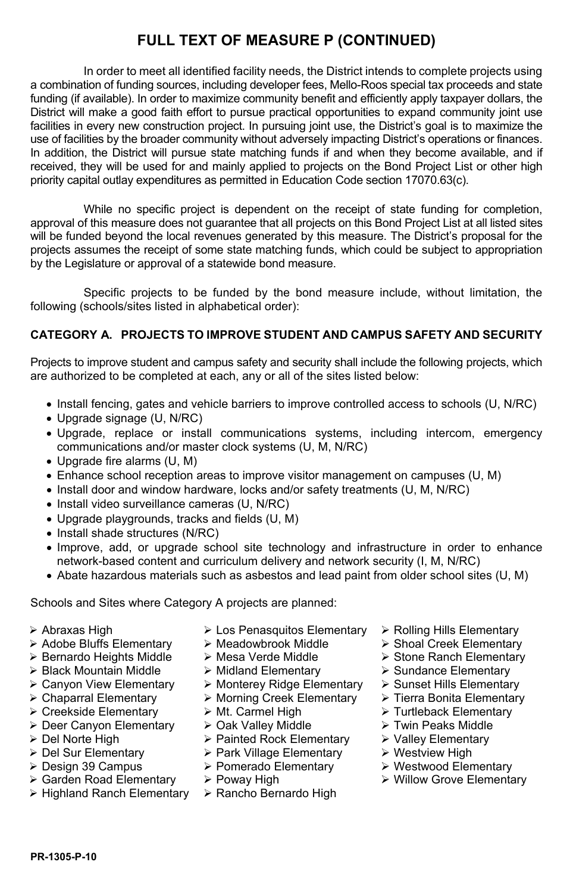# FULL TEXT OF MEASURE P (CONTINUED)

In order to meet all identified facility needs, the District intends to complete projects using a combination of funding sources, including developer fees, Mello-Roos special tax proceeds and state funding (if available). In order to maximize community benefit and efficiently apply taxpayer dollars, the District will make a good faith effort to pursue practical opportunities to expand community joint use facilities in every new construction project. In pursuing joint use, the District's goal is to maximize the use of facilities by the broader community without adversely impacting District's operations or finances. In addition, the District will pursue state matching funds if and when they become available, and if received, they will be used for and mainly applied to projects on the Bond Project List or other high priority capital outlay expenditures as permitted in Education Code section 17070.63(c).

While no specific project is dependent on the receipt of state funding for completion, approval of this measure does not guarantee that all projects on this Bond Project List at all listed sites will be funded beyond the local revenues generated by this measure. The District's proposal for the projects assumes the receipt of some state matching funds, which could be subject to appropriation by the Legislature or approval of a statewide bond measure.

Specific projects to be funded by the bond measure include, without limitation, the following (schools/sites listed in alphabetical order):

**CATEGORY A. PROJECTS TO IMPROVE STUDENT AND CAMPUS SAFETY AND SECURITY**

Projects to improve student and campus safety and security shall include the following projects, which are authorized to be completed at each, any or all of the sites listed below:

- Install fencing, gates and vehicle barriers to improve controlled access to schools (U, N/RC)
- Upgrade signage (U, N/RC)
- Upgrade, replace or install communications systems, including intercom, emergency communications and/or master clock systems (U, M, N/RC)
- Upgrade fire alarms (U, M)
- Enhance school reception areas to improve visitor management on campuses (U, M)
- Install door and window hardware, locks and/or safety treatments (U, M, N/RC)
- Install video surveillance cameras (U, N/RC)
- Upgrade playgrounds, tracks and fields (U, M)
- Install shade structures (N/RC)
- Improve, add, or upgrade school site technology and infrastructure in order to enhance network-based content and curriculum delivery and network security (I, M, N/RC)
- Abate hazardous materials such as asbestos and lead paint from older school sites (U, M)

Schools and Sites where Category A projects are planned:

- Abraxas High
- Adobe Bluffs Elementary
- Bernardo Heights Middle
- Black Mountain Middle
- Canyon View Elementary
- Chaparral Elementary
- Creekside Elementary
- Deer Canyon Elementary
- Del Norte High
- Del Sur Elementary
- Design 39 Campus
- Garden Road Elementary
- Highland Ranch Elementary
- Los Penasquitos Elementary
- Meadowbrook Middle
- Mesa Verde Middle
- Midland Elementary
- Monterey Ridge Elementary
- Morning Creek Elementary
- Mt. Carmel High
- Oak Valley Middle
- Painted Rock Elementary
- Park Village Elementary
- Pomerado Elementary
- Poway High
- Rancho Bernardo High
- Rolling Hills Elementary
- Shoal Creek Elementary
- Stone Ranch Elementary
- Sundance Elementary
- Sunset Hills Elementary
- Tierra Bonita Elementary
- Turtleback Elementary
- Twin Peaks Middle
- Valley Elementary
- Westview High
- Westwood Elementary
- Willow Grove Elementary

PR-1305-P-10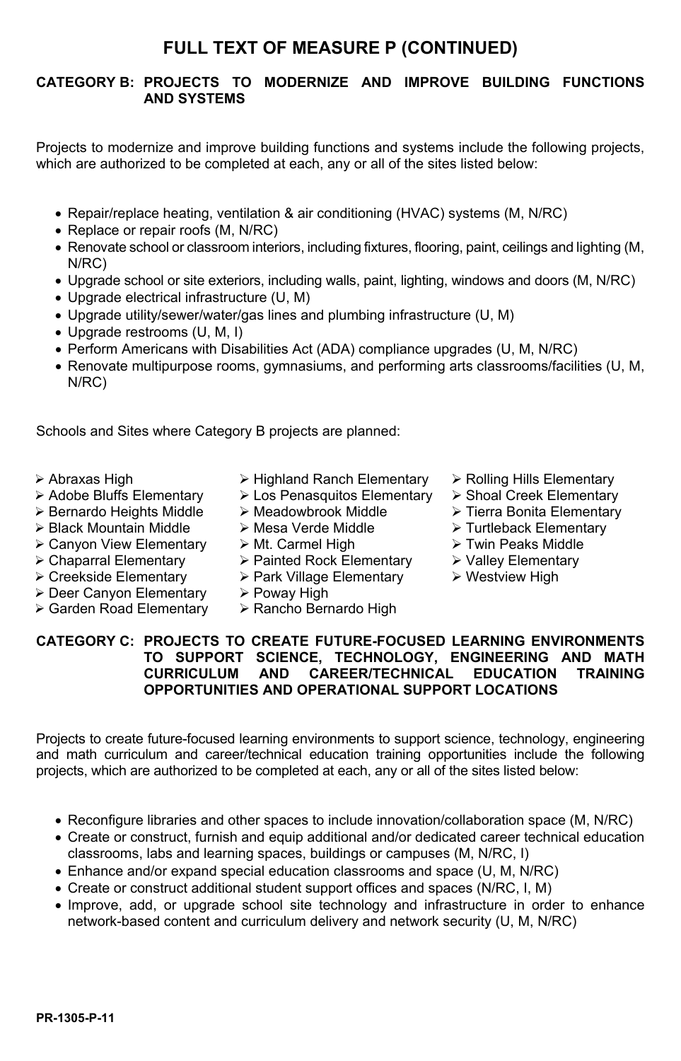# FULL TEXT OF MEASURE P (CONTINUED)

## CATEGORY B: PROJECTS TO MODERNIZE AND IMPROVE BUILDING FUNCTIONS AND SYSTEMS

Projects to modernize and improve building functions and systems include the following projects, which are authorized to be completed at each, any or all of the sites listed below:

- Repair/replace heating, ventilation & air conditioning (HVAC) systems (M, N/RC)
- Replace or repair roofs (M, N/RC)
- Renovate school or classroom interiors, including fixtures, flooring, paint, ceilings and lighting (M, N/RC)
- Upgrade school or site exteriors, including walls, paint, lighting, windows and doors (M, N/RC)
- Upgrade electrical infrastructure (U, M)
- Upgrade utility/sewer/water/gas lines and plumbing infrastructure (U, M)
- Upgrade restrooms (U, M, I)
- Perform Americans with Disabilities Act (ADA) compliance upgrades (U, M, N/RC)
- Renovate multipurpose rooms, gymnasiums, and performing arts classrooms/facilities (U, M, N/RC)

Schools and Sites where Category B projects are planned:

- Abraxas High
- Adobe Bluffs Elementary
- Bernardo Heights Middle
- Black Mountain Middle
- Canyon View Elementary
- Chaparral Elementary
- Creekside Elementary
- Deer Canyon Elementary
- Garden Road Elementary
- Highland Ranch Elementary
- Los Penasquitos Elementary
- Meadowbrook Middle
- Mesa Verde Middle
- Mt. Carmel High
- Painted Rock Elementary
- Park Village Elementary
- Poway High
- Rancho Bernardo High
- Rolling Hills Elementary
- Shoal Creek Elementary
- Tierra Bonita Elementary
- Turtleback Elementary
- Twin Peaks Middle
- Valley Elementary
- Westview High

## CATEGORY C: PROJECTS TO CREATE FUTURE-FOCUSED LEARNING ENVIRONMENTS TO SUPPORT SCIENCE, TECHNOLOGY, ENGINEERING AND MATH CURRICULUM AND CAREER/TECHNICAL EDUCATION TRAINING OPPORTUNITIES AND OPERATIONAL SUPPORT LOCATIONS

Projects to create future-focused learning environments to support science, technology, engineering and math curriculum and career/technical education training opportunities include the following projects, which are authorized to be completed at each, any or all of the sites listed below:

- Reconfigure libraries and other spaces to include innovation/collaboration space (M, N/RC)
- Create or construct, furnish and equip additional and/or dedicated career technical education classrooms, labs and learning spaces, buildings or campuses (M, N/RC, I)
- Enhance and/or expand special education classrooms and space (U, M, N/RC)
- Create or construct additional student support offices and spaces (N/RC, I, M)
- Improve, add, or upgrade school site technology and infrastructure in order to enhance network-based content and curriculum delivery and network security (U, M, N/RC)

PR-1305-P-11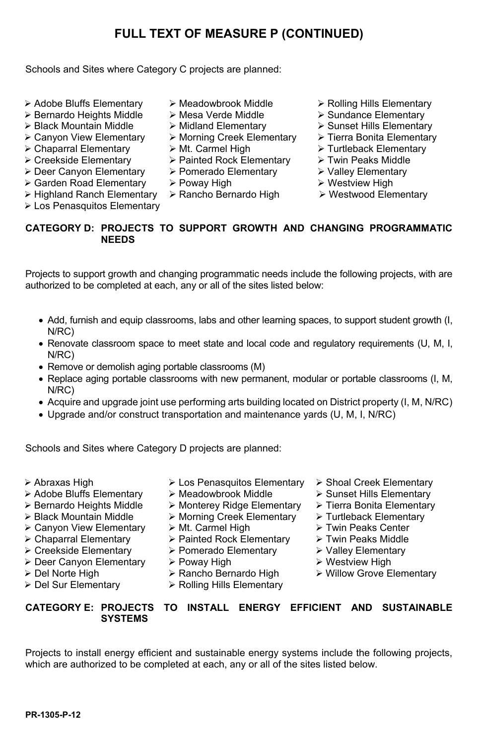# FULL TEXT OF MEASURE P (CONTINUED)

Schools and Sites where Category C projects are planned:

- Adobe Bluffs Elementary
- Bernardo Heights Middle
- Black Mountain Middle
- Canyon View Elementary
- Chaparral Elementary
- Creekside Elementary
- Deer Canyon Elementary
- Garden Road Elementary
- Highland Ranch Elementary
- Los Penasquitos Elementary
- Meadowbrook Middle
- Mesa Verde Middle
- Midland Elementary
- Morning Creek Elementary
- Mt. Carmel High
- Painted Rock Elementary
- Pomerado Elementary
- Poway High
- Rancho Bernardo High
- Rolling Hills Elementary
- Sundance Elementary
- Sunset Hills Elementary
- Tierra Bonita Elementary
- Turtleback Elementary
- Twin Peaks Middle
- Valley Elementary
- Westview High
- Westwood Elementary

**CATEGORY D: PROJECTS TO SUPPORT GROWTH AND CHANGING PROGRAMMATIC NEEDS**

Projects to support growth and changing programmatic needs include the following projects, with are authorized to be completed at each, any or all of the sites listed below:

- Add, furnish and equip classrooms, labs and other learning spaces, to support student growth (I, N/RC)
- Renovate classroom space to meet state and local code and regulatory requirements (U, M, I, N/RC)
- Remove or demolish aging portable classrooms (M)
- Replace aging portable classrooms with new permanent, modular or portable classrooms (I, M, N/RC)
- Acquire and upgrade joint use performing arts building located on District property (I, M, N/RC)
- Upgrade and/or construct transportation and maintenance yards (U, M, I, N/RC)

Schools and Sites where Category D projects are planned:

- Abraxas High
- Adobe Bluffs Elementary
- Bernardo Heights Middle
- Black Mountain Middle
- Canyon View Elementary
- Chaparral Elementary
- Creekside Elementary
- Deer Canyon Elementary
- Del Norte High
- Del Sur Elementary
- Los Penasquitos Elementary
- Meadowbrook Middle
- Monterey Ridge Elementary
- Morning Creek Elementary
- Mt. Carmel High
- Painted Rock Elementary
- Pomerado Elementary
- Poway High
- Rancho Bernardo High
- Rolling Hills Elementary
- Shoal Creek Elementary
- Sunset Hills Elementary
- Tierra Bonita Elementary
- Turtleback Elementary
- Twin Peaks Center
- Twin Peaks Middle
- Valley Elementary
- Westview High
- Willow Grove Elementary

**CATEGORY E: PROJECTS TO INSTALL ENERGY EFFICIENT AND SUSTAINABLE SYSTEMS**

Projects to install energy efficient and sustainable energy systems include the following projects, which are authorized to be completed at each, any or all of the sites listed below.

PR-1305-P-12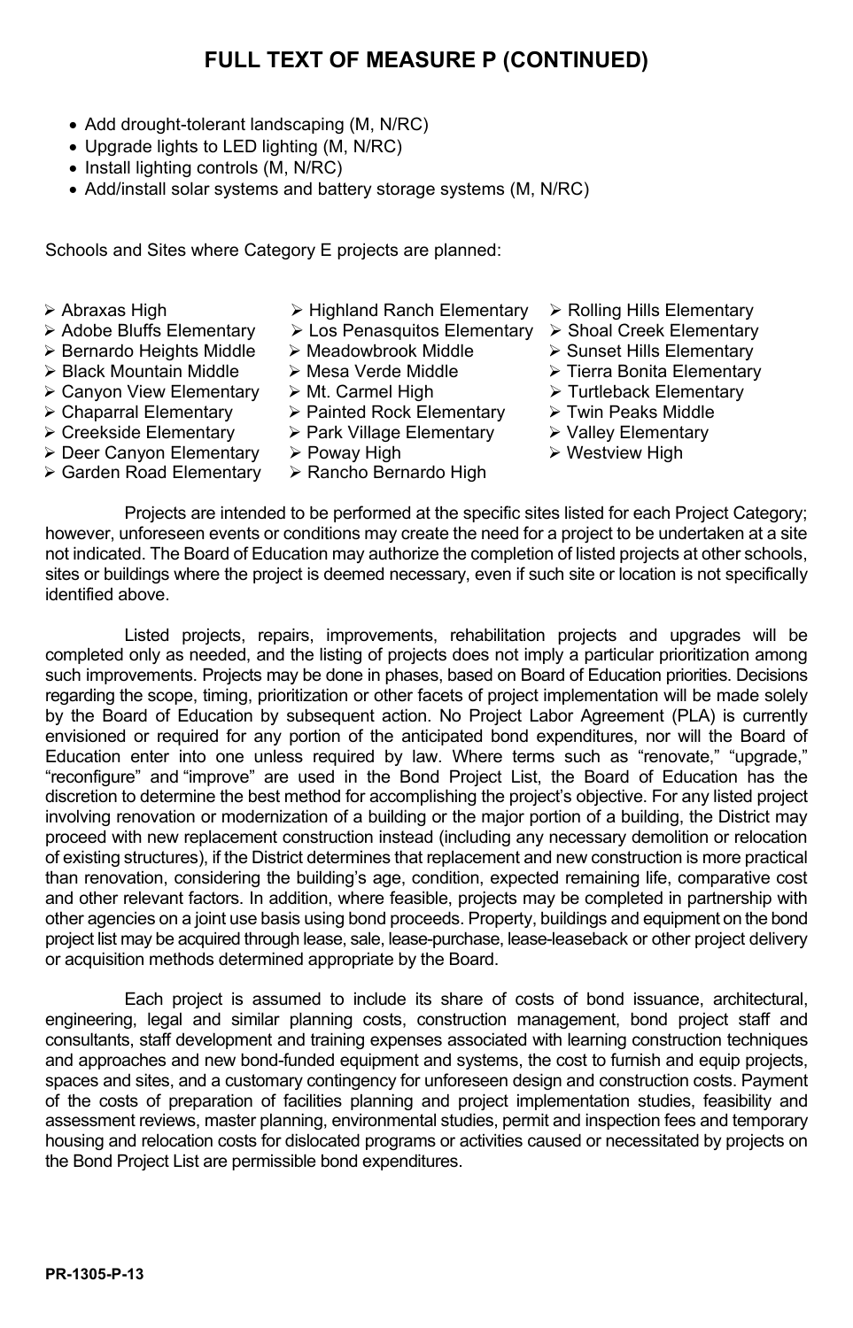## FULL TEXT OF MEASURE P (CONTINUED)

- Add drought-tolerant landscaping (M, N/RC)
- Upgrade lights to LED lighting (M, N/RC)
- Install lighting controls (M, N/RC)
- Add/install solar systems and battery storage systems (M, N/RC)

Schools and Sites where Category E projects are planned:

- Abraxas High
- Adobe Bluffs Elementary
- Bernardo Heights Middle
- Black Mountain Middle
- Canyon View Elementary
- Chaparral Elementary
- Creekside Elementary
- Deer Canyon Elementary
- Garden Road Elementary
- Highland Ranch Elementary
- Los Penasquitos Elementary
- Meadowbrook Middle
- Mesa Verde Middle
- Mt. Carmel High
- Painted Rock Elementary
- Park Village Elementary
- Poway High
- Rancho Bernardo High
- Rolling Hills Elementary
- Shoal Creek Elementary
- Sunset Hills Elementary
- Tierra Bonita Elementary
- Turtleback Elementary
- Twin Peaks Middle
- Valley Elementary
- Westview High

Projects are intended to be performed at the specific sites listed for each Project Category; however, unforeseen events or conditions may create the need for a project to be undertaken at a site not indicated. The Board of Education may authorize the completion of listed projects at other schools, sites or buildings where the project is deemed necessary, even if such site or location is not specifically identified above.

Listed projects, repairs, improvements, rehabilitation projects and upgrades will be completed only as needed, and the listing of projects does not imply a particular prioritization among such improvements. Projects may be done in phases, based on Board of Education priorities. Decisions regarding the scope, timing, prioritization or other facets of project implementation will be made solely by the Board of Education by subsequent action. No Project Labor Agreement (PLA) is currently envisioned or required for any portion of the anticipated bond expenditures, nor will the Board of Education enter into one unless required by law. Where terms such as "renovate," "upgrade," "reconfigure" and "improve" are used in the Bond Project List, the Board of Education has the discretion to determine the best method for accomplishing the project's objective. For any listed project involving renovation or modernization of a building or the major portion of a building, the District may proceed with new replacement construction instead (including any necessary demolition or relocation of existing structures), if the District determines that replacement and new construction is more practical than renovation, considering the building's age, condition, expected remaining life, comparative cost and other relevant factors. In addition, where feasible, projects may be completed in partnership with other agencies on a joint use basis using bond proceeds. Property, buildings and equipment on the bond project list may be acquired through lease, sale, lease-purchase, lease-leaseback or other project delivery or acquisition methods determined appropriate by the Board.

Each project is assumed to include its share of costs of bond issuance, architectural, engineering, legal and similar planning costs, construction management, bond project staff and consultants, staff development and training expenses associated with learning construction techniques and approaches and new bond-funded equipment and systems, the cost to furnish and equip projects, spaces and sites, and a customary contingency for unforeseen design and construction costs. Payment of the costs of preparation of facilities planning and project implementation studies, feasibility and assessment reviews, master planning, environmental studies, permit and inspection fees and temporary housing and relocation costs for dislocated programs or activities caused or necessitated by projects on the Bond Project List are permissible bond expenditures.

PR-1305-P-13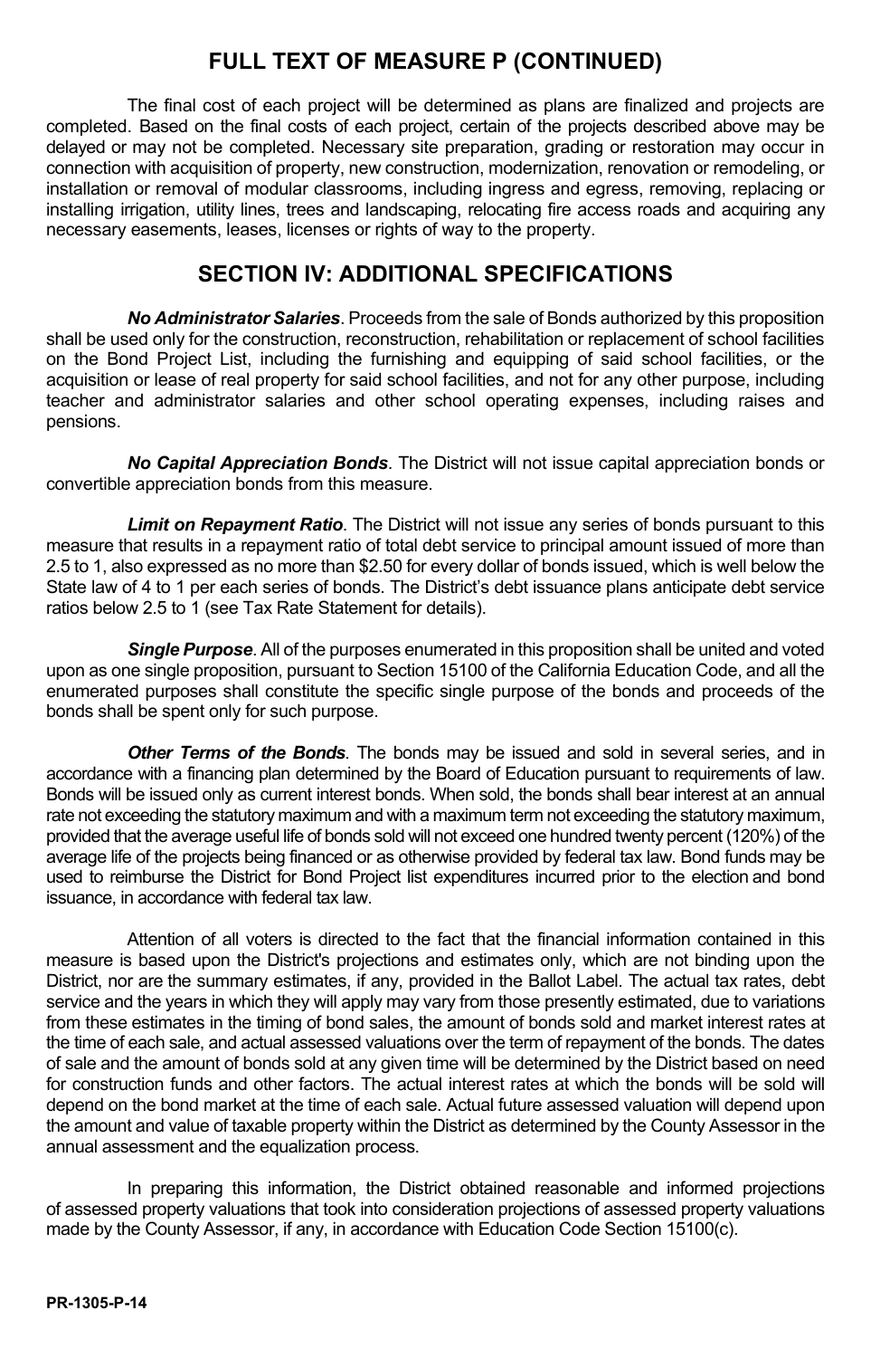## FULL TEXT OF MEASURE P (CONTINUED)

The final cost of each project will be determined as plans are finalized and projects are completed. Based on the final costs of each project, certain of the projects described above may be delayed or may not be completed. Necessary site preparation, grading or restoration may occur in connection with acquisition of property, new construction, modernization, renovation or remodeling, or installation or removal of modular classrooms, including ingress and egress, removing, replacing or installing irrigation, utility lines, trees and landscaping, relocating fire access roads and acquiring any necessary easements, leases, licenses or rights of way to the property.

## SECTION IV: ADDITIONAL SPECIFICATIONS

***No Administrator Salaries***. Proceeds from the sale of Bonds authorized by this proposition shall be used only for the construction, reconstruction, rehabilitation or replacement of school facilities on the Bond Project List, including the furnishing and equipping of said school facilities, or the acquisition or lease of real property for said school facilities, and not for any other purpose, including teacher and administrator salaries and other school operating expenses, including raises and pensions.

***No Capital Appreciation Bonds***. The District will not issue capital appreciation bonds or convertible appreciation bonds from this measure.

***Limit on Repayment Ratio***. The District will not issue any series of bonds pursuant to this measure that results in a repayment ratio of total debt service to principal amount issued of more than 2.5 to 1, also expressed as no more than $2.50 for every dollar of bonds issued, which is well below the State law of 4 to 1 per each series of bonds. The District's debt issuance plans anticipate debt service ratios below 2.5 to 1 (see Tax Rate Statement for details).

***Single Purpose***. All of the purposes enumerated in this proposition shall be united and voted upon as one single proposition, pursuant to Section 15100 of the California Education Code, and all the enumerated purposes shall constitute the specific single purpose of the bonds and proceeds of the bonds shall be spent only for such purpose.

***Other Terms of the Bonds***. The bonds may be issued and sold in several series, and in accordance with a financing plan determined by the Board of Education pursuant to requirements of law. Bonds will be issued only as current interest bonds. When sold, the bonds shall bear interest at an annual rate not exceeding the statutory maximum and with a maximum term not exceeding the statutory maximum, provided that the average useful life of bonds sold will not exceed one hundred twenty percent (120%) of the average life of the projects being financed or as otherwise provided by federal tax law. Bond funds may be used to reimburse the District for Bond Project list expenditures incurred prior to the election and bond issuance, in accordance with federal tax law.

Attention of all voters is directed to the fact that the financial information contained in this measure is based upon the District's projections and estimates only, which are not binding upon the District, nor are the summary estimates, if any, provided in the Ballot Label. The actual tax rates, debt service and the years in which they will apply may vary from those presently estimated, due to variations from these estimates in the timing of bond sales, the amount of bonds sold and market interest rates at the time of each sale, and actual assessed valuations over the term of repayment of the bonds. The dates of sale and the amount of bonds sold at any given time will be determined by the District based on need for construction funds and other factors. The actual interest rates at which the bonds will be sold will depend on the bond market at the time of each sale. Actual future assessed valuation will depend upon the amount and value of taxable property within the District as determined by the County Assessor in the annual assessment and the equalization process.

In preparing this information, the District obtained reasonable and informed projections of assessed property valuations that took into consideration projections of assessed property valuations made by the County Assessor, if any, in accordance with Education Code Section 15100(c).

PR-1305-P-14